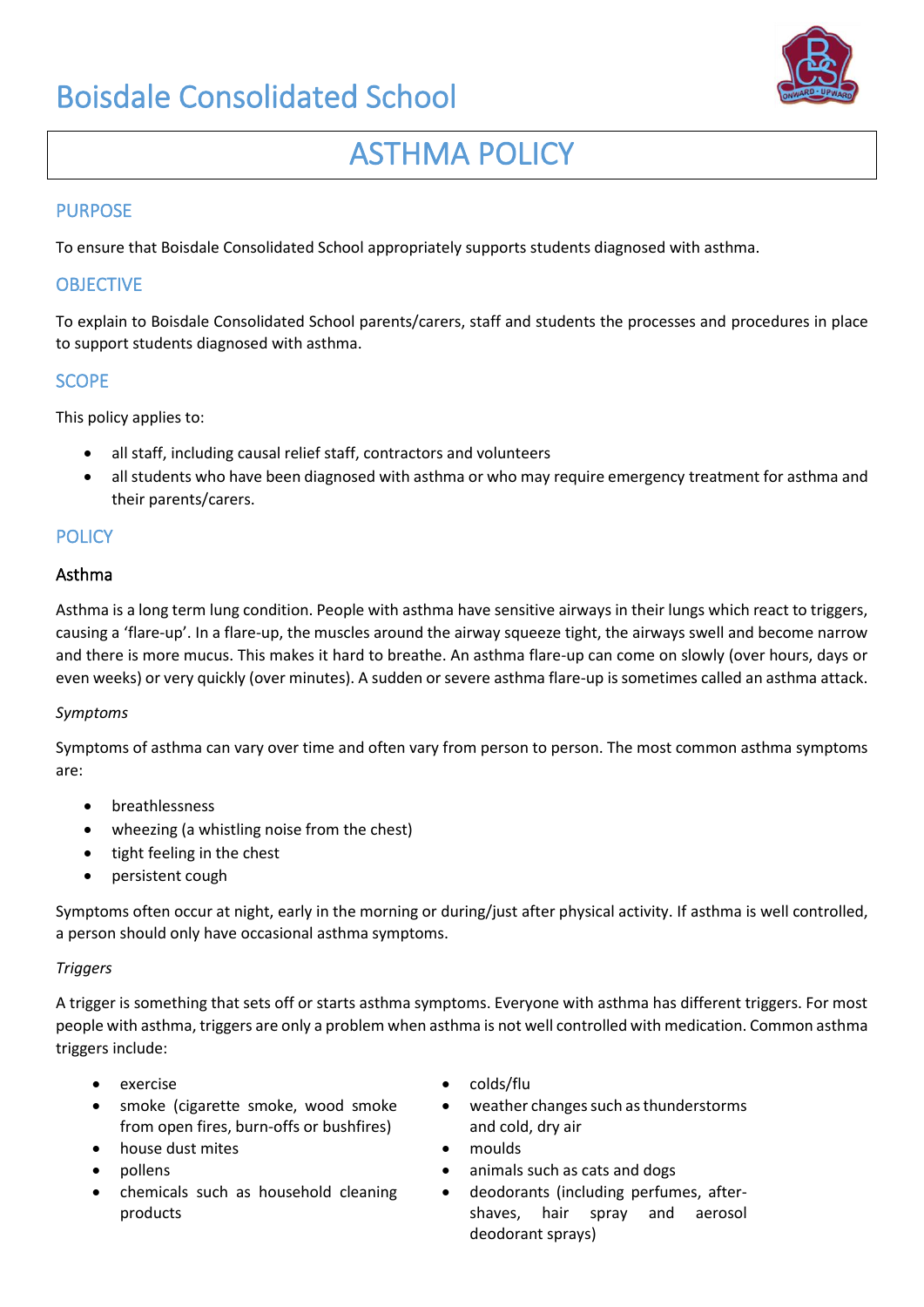# Boisdale Consolidated School

# ASTHMA POLICY

## PURPOSE

To ensure that Boisdale Consolidated School appropriately supports students diagnosed with asthma.

## OBJECTIVE

To explain to Boisdale Consolidated School parents/carers, staff and students the processes and procedures in place to support students diagnosed with asthma.

## SCOPE

This policy applies to:

- all staff, including causal relief staff, contractors and volunteers
- all students who have been diagnosed with asthma or who may require emergency treatment for asthma and their parents/carers.

## POLICY

### Asthma

Asthma is a long term lung condition. People with asthma have sensitive airways in their lungs which react to triggers, causing a 'flare-up'. In a flare-up, the muscles around the airway squeeze tight, the airways swell and become narrow and there is more mucus. This makes it hard to breathe. An asthma flare-up can come on slowly (over hours, days or even weeks) or very quickly (over minutes). A sudden or severe asthma flare-up is sometimes called an asthma attack.

*Symptoms*

Symptoms of asthma can vary over time and often vary from person to person. The most common asthma symptoms are:

- breathlessness
- wheezing (a whistling noise from the chest)
- tight feeling in the chest
- persistent cough

Symptoms often occur at night, early in the morning or during/just after physical activity. If asthma is well controlled, a person should only have occasional asthma symptoms.

*Triggers*

A trigger is something that sets off or starts asthma symptoms. Everyone with asthma has different triggers. For most people with asthma, triggers are only a problem when asthma is not well controlled with medication. Common asthma triggers include:

- exercise
- smoke (cigarette smoke, wood smoke from open fires, burn-offs or bushfires)
- house dust mites
- pollens
- chemicals such as household cleaning products
- colds/flu
- weather changes such as thunderstorms and cold, dry air
- moulds
- animals such as cats and dogs
- deodorants (including perfumes, after-shaves, hair spray and aerosol deodorant sprays)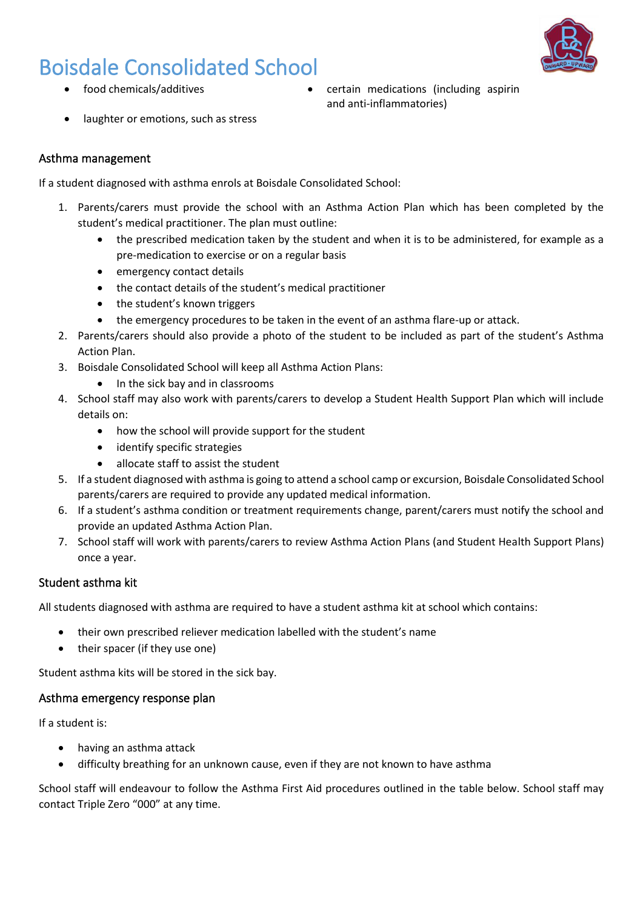- food chemicals/additives
- certain medications (including aspirin and anti-inflammatories)
- laughter or emotions, such as stress

### Asthma management

If a student diagnosed with asthma enrols at Boisdale Consolidated School:

1. Parents/carers must provide the school with an Asthma Action Plan which has been completed by the student's medical practitioner. The plan must outline:
   - the prescribed medication taken by the student and when it is to be administered, for example as a pre-medication to exercise or on a regular basis
   - emergency contact details
   - the contact details of the student's medical practitioner
   - the student's known triggers
   - the emergency procedures to be taken in the event of an asthma flare-up or attack.
2. Parents/carers should also provide a photo of the student to be included as part of the student's Asthma Action Plan.
3. Boisdale Consolidated School will keep all Asthma Action Plans:
   - In the sick bay and in classrooms
4. School staff may also work with parents/carers to develop a Student Health Support Plan which will include details on:
   - how the school will provide support for the student
   - identify specific strategies
   - allocate staff to assist the student
5. If a student diagnosed with asthma is going to attend a school camp or excursion, Boisdale Consolidated School parents/carers are required to provide any updated medical information.
6. If a student's asthma condition or treatment requirements change, parent/carers must notify the school and provide an updated Asthma Action Plan.
7. School staff will work with parents/carers to review Asthma Action Plans (and Student Health Support Plans) once a year.

### Student asthma kit

All students diagnosed with asthma are required to have a student asthma kit at school which contains:

- their own prescribed reliever medication labelled with the student's name
- their spacer (if they use one)

Student asthma kits will be stored in the sick bay.

### Asthma emergency response plan

If a student is:

- having an asthma attack
- difficulty breathing for an unknown cause, even if they are not known to have asthma

School staff will endeavour to follow the Asthma First Aid procedures outlined in the table below. School staff may contact Triple Zero "000" at any time.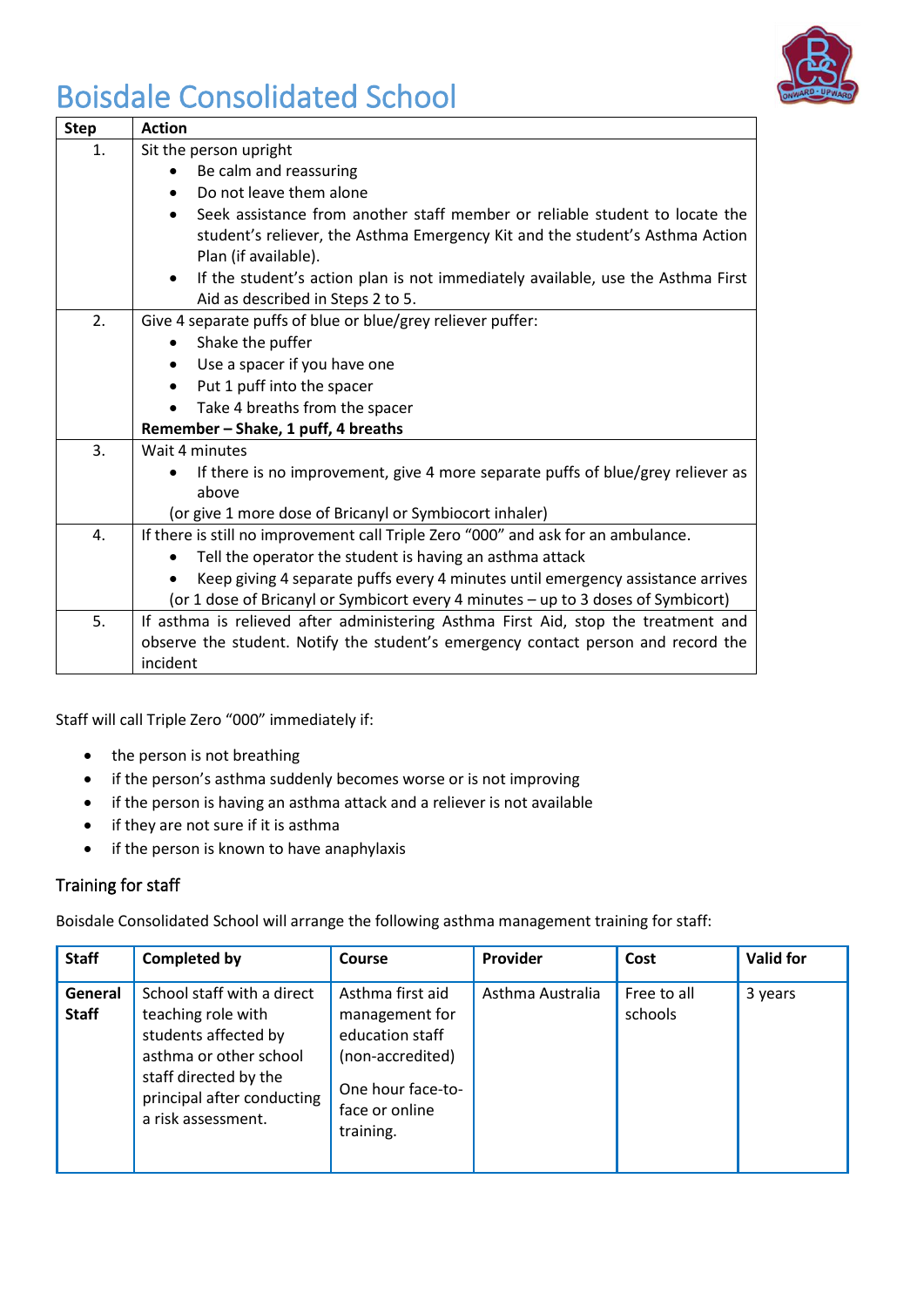# Boisdale Consolidated School

| Step | Action |
|---|---|
| 1. | Sit the person upright<br>• Be calm and reassuring<br>• Do not leave them alone<br>• Seek assistance from another staff member or reliable student to locate the student's reliever, the Asthma Emergency Kit and the student's Asthma Action Plan (if available).<br>• If the student's action plan is not immediately available, use the Asthma First Aid as described in Steps 2 to 5. |
| 2. | Give 4 separate puffs of blue or blue/grey reliever puffer:<br>• Shake the puffer<br>• Use a spacer if you have one<br>• Put 1 puff into the spacer<br>• Take 4 breaths from the spacer<br>**Remember – Shake, 1 puff, 4 breaths** |
| 3. | Wait 4 minutes<br>• If there is no improvement, give 4 more separate puffs of blue/grey reliever as above<br>(or give 1 more dose of Bricanyl or Symbiocort inhaler) |
| 4. | If there is still no improvement call Triple Zero "000" and ask for an ambulance.<br>• Tell the operator the student is having an asthma attack<br>• Keep giving 4 separate puffs every 4 minutes until emergency assistance arrives<br>(or 1 dose of Bricanyl or Symbicort every 4 minutes – up to 3 doses of Symbicort) |
| 5. | If asthma is relieved after administering Asthma First Aid, stop the treatment and observe the student. Notify the student's emergency contact person and record the incident |

Staff will call Triple Zero "000" immediately if:

- the person is not breathing
- if the person's asthma suddenly becomes worse or is not improving
- if the person is having an asthma attack and a reliever is not available
- if they are not sure if it is asthma
- if the person is known to have anaphylaxis

## Training for staff

Boisdale Consolidated School will arrange the following asthma management training for staff:

| Staff | Completed by | Course | Provider | Cost | Valid for |
|---|---|---|---|---|---|
| **General Staff** | School staff with a direct teaching role with students affected by asthma or other school staff directed by the principal after conducting a risk assessment. | Asthma first aid management for education staff (non-accredited)<br><br>One hour face-to-face or online training. | Asthma Australia | Free to all schools | 3 years |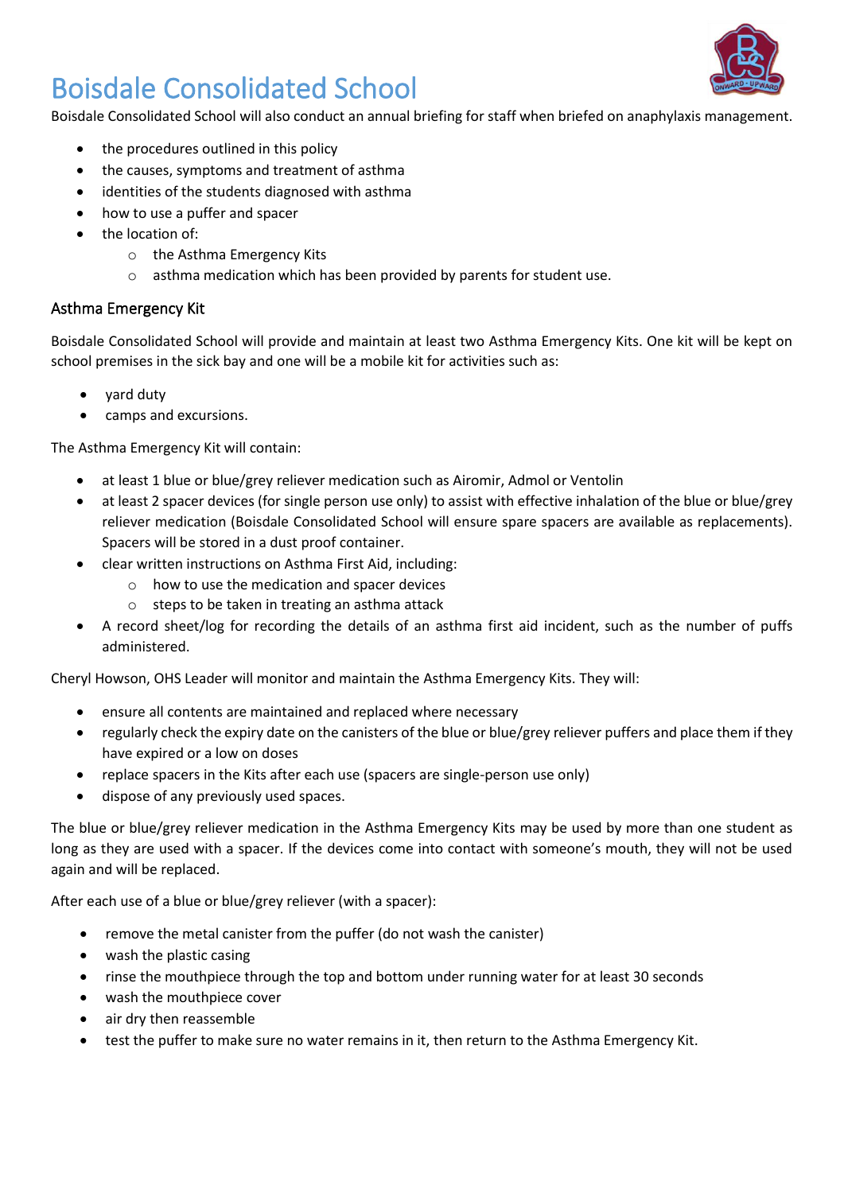Boisdale Consolidated School will also conduct an annual briefing for staff when briefed on anaphylaxis management.

- the procedures outlined in this policy
- the causes, symptoms and treatment of asthma
- identities of the students diagnosed with asthma
- how to use a puffer and spacer
- the location of:
    - the Asthma Emergency Kits
    - asthma medication which has been provided by parents for student use.

### Asthma Emergency Kit

Boisdale Consolidated School will provide and maintain at least two Asthma Emergency Kits. One kit will be kept on school premises in the sick bay and one will be a mobile kit for activities such as:

- yard duty
- camps and excursions.

The Asthma Emergency Kit will contain:

- at least 1 blue or blue/grey reliever medication such as Airomir, Admol or Ventolin
- at least 2 spacer devices (for single person use only) to assist with effective inhalation of the blue or blue/grey reliever medication (Boisdale Consolidated School will ensure spare spacers are available as replacements). Spacers will be stored in a dust proof container.
- clear written instructions on Asthma First Aid, including:
    - how to use the medication and spacer devices
    - steps to be taken in treating an asthma attack
- A record sheet/log for recording the details of an asthma first aid incident, such as the number of puffs administered.

Cheryl Howson, OHS Leader will monitor and maintain the Asthma Emergency Kits. They will:

- ensure all contents are maintained and replaced where necessary
- regularly check the expiry date on the canisters of the blue or blue/grey reliever puffers and place them if they have expired or a low on doses
- replace spacers in the Kits after each use (spacers are single-person use only)
- dispose of any previously used spaces.

The blue or blue/grey reliever medication in the Asthma Emergency Kits may be used by more than one student as long as they are used with a spacer. If the devices come into contact with someone's mouth, they will not be used again and will be replaced.

After each use of a blue or blue/grey reliever (with a spacer):

- remove the metal canister from the puffer (do not wash the canister)
- wash the plastic casing
- rinse the mouthpiece through the top and bottom under running water for at least 30 seconds
- wash the mouthpiece cover
- air dry then reassemble
- test the puffer to make sure no water remains in it, then return to the Asthma Emergency Kit.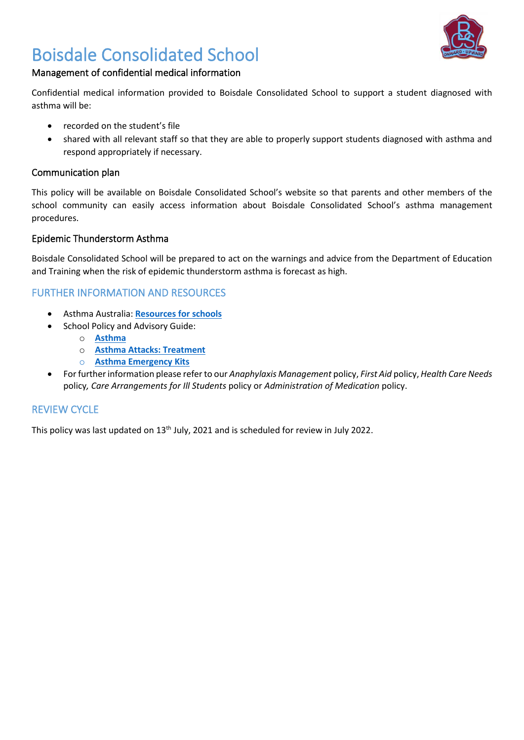# Boisdale Consolidated School

### Management of confidential medical information

Confidential medical information provided to Boisdale Consolidated School to support a student diagnosed with asthma will be:

- recorded on the student's file
- shared with all relevant staff so that they are able to properly support students diagnosed with asthma and respond appropriately if necessary.

### Communication plan

This policy will be available on Boisdale Consolidated School's website so that parents and other members of the school community can easily access information about Boisdale Consolidated School's asthma management procedures.

### Epidemic Thunderstorm Asthma

Boisdale Consolidated School will be prepared to act on the warnings and advice from the Department of Education and Training when the risk of epidemic thunderstorm asthma is forecast as high.

## FURTHER INFORMATION AND RESOURCES

- Asthma Australia: **Resources for schools**
- School Policy and Advisory Guide:
  - **Asthma**
  - **Asthma Attacks: Treatment**
  - **Asthma Emergency Kits**
- For further information please refer to our *Anaphylaxis Management* policy, *First Aid* policy, *Health Care Needs* policy*, Care Arrangements for Ill Students* policy or *Administration of Medication* policy.

## REVIEW CYCLE

This policy was last updated on 13th July, 2021 and is scheduled for review in July 2022.